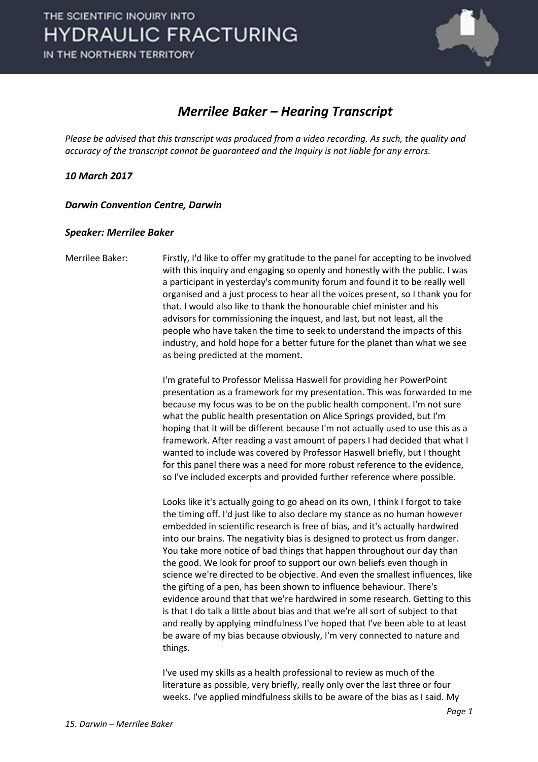# Merrilee Baker – Hearing Transcript

*Please be advised that this transcript was produced from a video recording. As such, the quality and accuracy of the transcript cannot be guaranteed and the Inquiry is not liable for any errors.*

***10 March 2017***

***Darwin Convention Centre, Darwin***

***Speaker: Merrilee Baker***

Merrilee Baker: Firstly, I'd like to offer my gratitude to the panel for accepting to be involved with this inquiry and engaging so openly and honestly with the public. I was a participant in yesterday's community forum and found it to be really well organised and a just process to hear all the voices present, so I thank you for that. I would also like to thank the honourable chief minister and his advisors for commissioning the inquest, and last, but not least, all the people who have taken the time to seek to understand the impacts of this industry, and hold hope for a better future for the planet than what we see as being predicted at the moment.

I'm grateful to Professor Melissa Haswell for providing her PowerPoint presentation as a framework for my presentation. This was forwarded to me because my focus was to be on the public health component. I'm not sure what the public health presentation on Alice Springs provided, but I'm hoping that it will be different because I'm not actually used to use this as a framework. After reading a vast amount of papers I had decided that what I wanted to include was covered by Professor Haswell briefly, but I thought for this panel there was a need for more robust reference to the evidence, so I've included excerpts and provided further reference where possible.

Looks like it's actually going to go ahead on its own, I think I forgot to take the timing off. I'd just like to also declare my stance as no human however embedded in scientific research is free of bias, and it's actually hardwired into our brains. The negativity bias is designed to protect us from danger. You take more notice of bad things that happen throughout our day than the good. We look for proof to support our own beliefs even though in science we're directed to be objective. And even the smallest influences, like the gifting of a pen, has been shown to influence behaviour. There's evidence around that that we're hardwired in some research. Getting to this is that I do talk a little about bias and that we're all sort of subject to that and really by applying mindfulness I've hoped that I've been able to at least be aware of my bias because obviously, I'm very connected to nature and things.

I've used my skills as a health professional to review as much of the literature as possible, very briefly, really only over the last three or four weeks. I've applied mindfulness skills to be aware of the bias as I said. My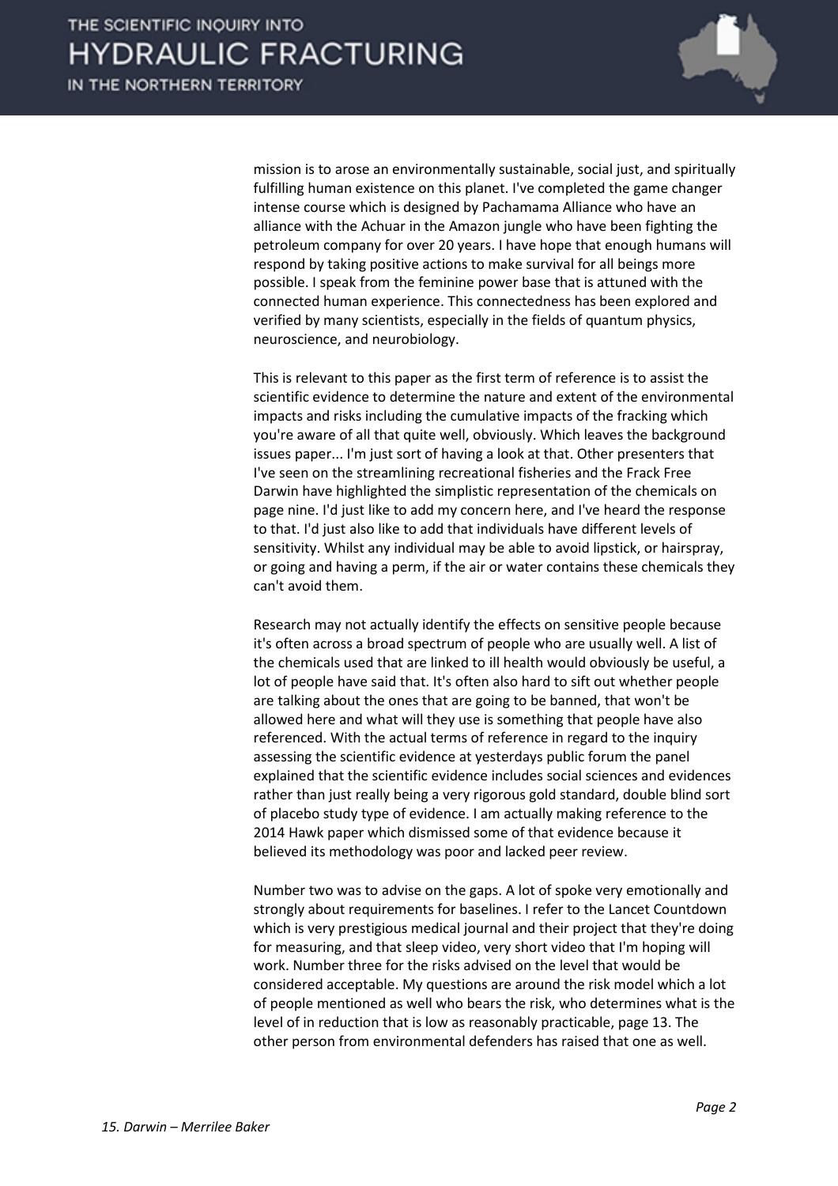mission is to arose an environmentally sustainable, social just, and spiritually fulfilling human existence on this planet. I've completed the game changer intense course which is designed by Pachamama Alliance who have an alliance with the Achuar in the Amazon jungle who have been fighting the petroleum company for over 20 years. I have hope that enough humans will respond by taking positive actions to make survival for all beings more possible. I speak from the feminine power base that is attuned with the connected human experience. This connectedness has been explored and verified by many scientists, especially in the fields of quantum physics, neuroscience, and neurobiology.

This is relevant to this paper as the first term of reference is to assist the scientific evidence to determine the nature and extent of the environmental impacts and risks including the cumulative impacts of the fracking which you're aware of all that quite well, obviously. Which leaves the background issues paper... I'm just sort of having a look at that. Other presenters that I've seen on the streamlining recreational fisheries and the Frack Free Darwin have highlighted the simplistic representation of the chemicals on page nine. I'd just like to add my concern here, and I've heard the response to that. I'd just also like to add that individuals have different levels of sensitivity. Whilst any individual may be able to avoid lipstick, or hairspray, or going and having a perm, if the air or water contains these chemicals they can't avoid them.

Research may not actually identify the effects on sensitive people because it's often across a broad spectrum of people who are usually well. A list of the chemicals used that are linked to ill health would obviously be useful, a lot of people have said that. It's often also hard to sift out whether people are talking about the ones that are going to be banned, that won't be allowed here and what will they use is something that people have also referenced. With the actual terms of reference in regard to the inquiry assessing the scientific evidence at yesterdays public forum the panel explained that the scientific evidence includes social sciences and evidences rather than just really being a very rigorous gold standard, double blind sort of placebo study type of evidence. I am actually making reference to the 2014 Hawk paper which dismissed some of that evidence because it believed its methodology was poor and lacked peer review.

Number two was to advise on the gaps. A lot of spoke very emotionally and strongly about requirements for baselines. I refer to the Lancet Countdown which is very prestigious medical journal and their project that they're doing for measuring, and that sleep video, very short video that I'm hoping will work. Number three for the risks advised on the level that would be considered acceptable. My questions are around the risk model which a lot of people mentioned as well who bears the risk, who determines what is the level of in reduction that is low as reasonably practicable, page 13. The other person from environmental defenders has raised that one as well.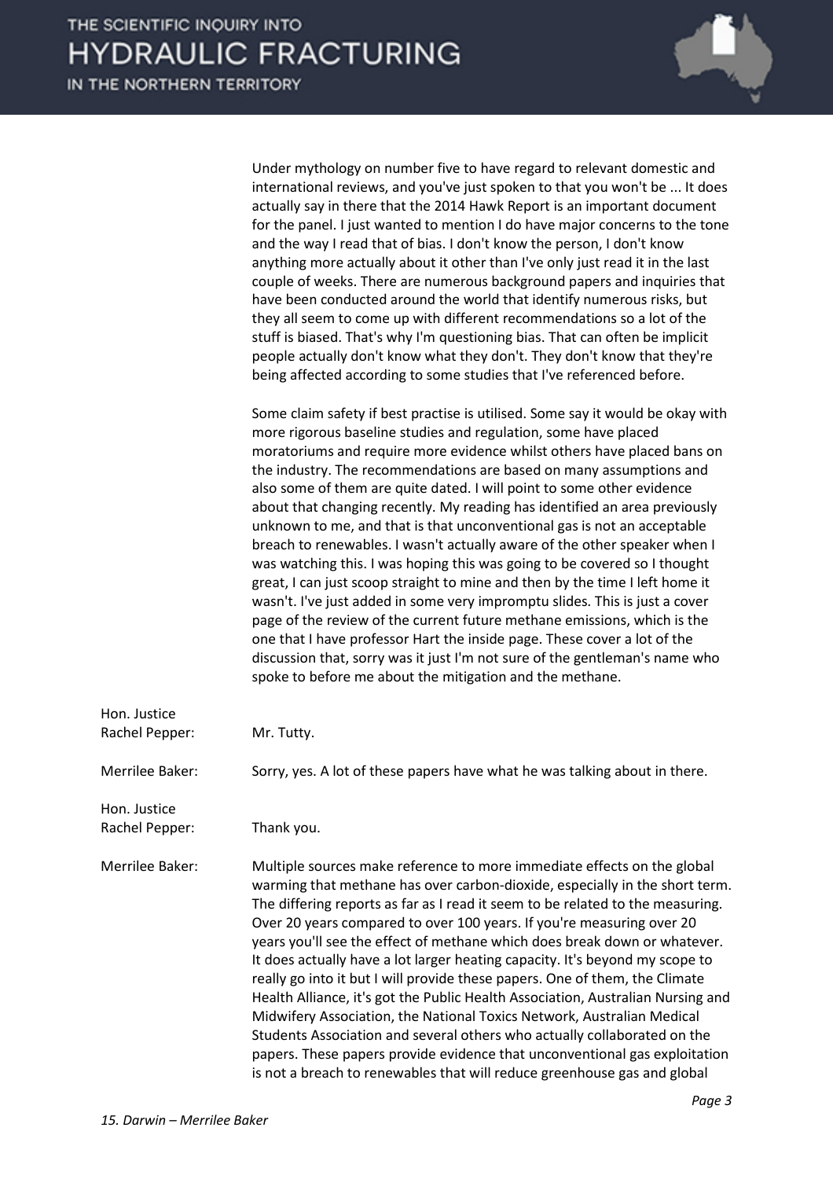Under mythology on number five to have regard to relevant domestic and international reviews, and you've just spoken to that you won't be ... It does actually say in there that the 2014 Hawk Report is an important document for the panel. I just wanted to mention I do have major concerns to the tone and the way I read that of bias. I don't know the person, I don't know anything more actually about it other than I've only just read it in the last couple of weeks. There are numerous background papers and inquiries that have been conducted around the world that identify numerous risks, but they all seem to come up with different recommendations so a lot of the stuff is biased. That's why I'm questioning bias. That can often be implicit people actually don't know what they don't. They don't know that they're being affected according to some studies that I've referenced before.

Some claim safety if best practise is utilised. Some say it would be okay with more rigorous baseline studies and regulation, some have placed moratoriums and require more evidence whilst others have placed bans on the industry. The recommendations are based on many assumptions and also some of them are quite dated. I will point to some other evidence about that changing recently. My reading has identified an area previously unknown to me, and that is that unconventional gas is not an acceptable breach to renewables. I wasn't actually aware of the other speaker when I was watching this. I was hoping this was going to be covered so I thought great, I can just scoop straight to mine and then by the time I left home it wasn't. I've just added in some very impromptu slides. This is just a cover page of the review of the current future methane emissions, which is the one that I have professor Hart the inside page. These cover a lot of the discussion that, sorry was it just I'm not sure of the gentleman's name who spoke to before me about the mitigation and the methane.

Hon. Justice Rachel Pepper: Mr. Tutty.

Merrilee Baker: Sorry, yes. A lot of these papers have what he was talking about in there.

Hon. Justice Rachel Pepper: Thank you.

Merrilee Baker: Multiple sources make reference to more immediate effects on the global warming that methane has over carbon-dioxide, especially in the short term. The differing reports as far as I read it seem to be related to the measuring. Over 20 years compared to over 100 years. If you're measuring over 20 years you'll see the effect of methane which does break down or whatever. It does actually have a lot larger heating capacity. It's beyond my scope to really go into it but I will provide these papers. One of them, the Climate Health Alliance, it's got the Public Health Association, Australian Nursing and Midwifery Association, the National Toxics Network, Australian Medical Students Association and several others who actually collaborated on the papers. These papers provide evidence that unconventional gas exploitation is not a breach to renewables that will reduce greenhouse gas and global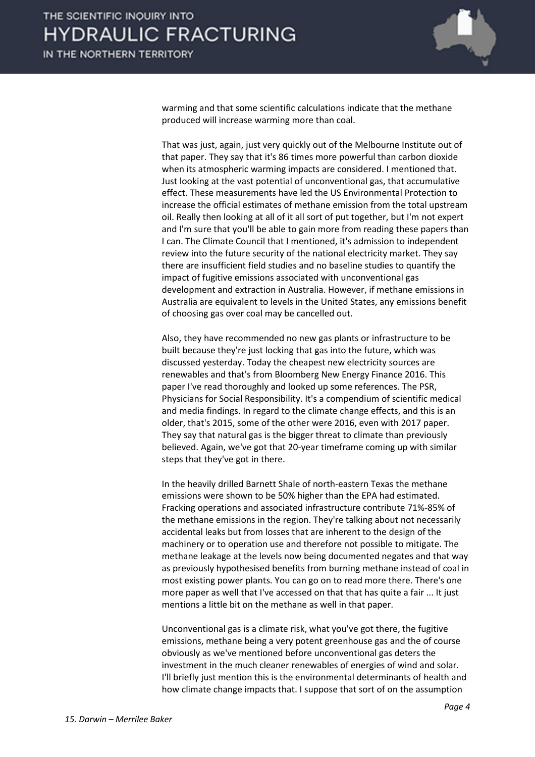warming and that some scientific calculations indicate that the methane produced will increase warming more than coal.

That was just, again, just very quickly out of the Melbourne Institute out of that paper. They say that it's 86 times more powerful than carbon dioxide when its atmospheric warming impacts are considered. I mentioned that. Just looking at the vast potential of unconventional gas, that accumulative effect. These measurements have led the US Environmental Protection to increase the official estimates of methane emission from the total upstream oil. Really then looking at all of it all sort of put together, but I'm not expert and I'm sure that you'll be able to gain more from reading these papers than I can. The Climate Council that I mentioned, it's admission to independent review into the future security of the national electricity market. They say there are insufficient field studies and no baseline studies to quantify the impact of fugitive emissions associated with unconventional gas development and extraction in Australia. However, if methane emissions in Australia are equivalent to levels in the United States, any emissions benefit of choosing gas over coal may be cancelled out.

Also, they have recommended no new gas plants or infrastructure to be built because they're just locking that gas into the future, which was discussed yesterday. Today the cheapest new electricity sources are renewables and that's from Bloomberg New Energy Finance 2016. This paper I've read thoroughly and looked up some references. The PSR, Physicians for Social Responsibility. It's a compendium of scientific medical and media findings. In regard to the climate change effects, and this is an older, that's 2015, some of the other were 2016, even with 2017 paper. They say that natural gas is the bigger threat to climate than previously believed. Again, we've got that 20-year timeframe coming up with similar steps that they've got in there.

In the heavily drilled Barnett Shale of north-eastern Texas the methane emissions were shown to be 50% higher than the EPA had estimated. Fracking operations and associated infrastructure contribute 71%-85% of the methane emissions in the region. They're talking about not necessarily accidental leaks but from losses that are inherent to the design of the machinery or to operation use and therefore not possible to mitigate. The methane leakage at the levels now being documented negates and that way as previously hypothesised benefits from burning methane instead of coal in most existing power plants. You can go on to read more there. There's one more paper as well that I've accessed on that that has quite a fair ... It just mentions a little bit on the methane as well in that paper.

Unconventional gas is a climate risk, what you've got there, the fugitive emissions, methane being a very potent greenhouse gas and the of course obviously as we've mentioned before unconventional gas deters the investment in the much cleaner renewables of energies of wind and solar. I'll briefly just mention this is the environmental determinants of health and how climate change impacts that. I suppose that sort of on the assumption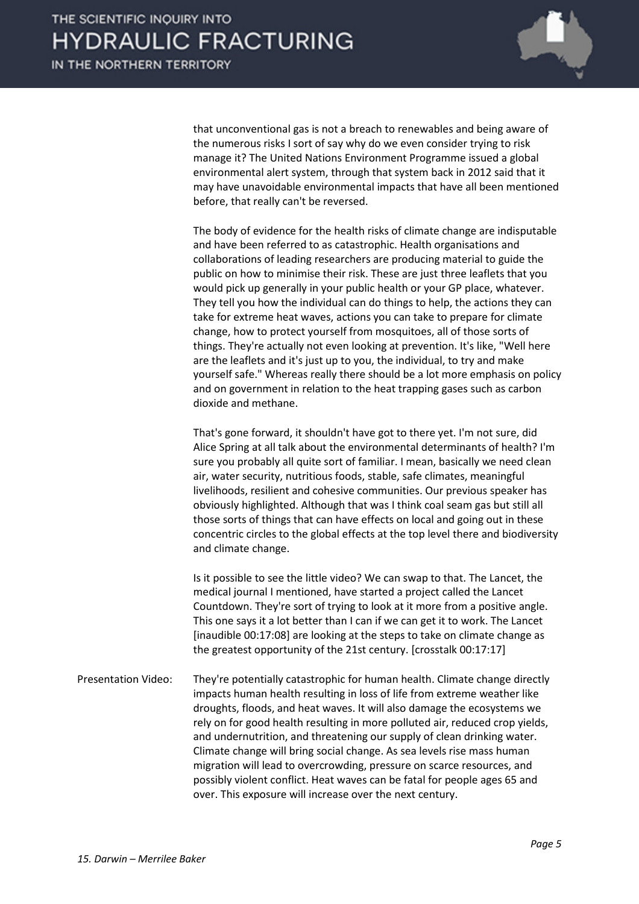that unconventional gas is not a breach to renewables and being aware of the numerous risks I sort of say why do we even consider trying to risk manage it? The United Nations Environment Programme issued a global environmental alert system, through that system back in 2012 said that it may have unavoidable environmental impacts that have all been mentioned before, that really can't be reversed.

The body of evidence for the health risks of climate change are indisputable and have been referred to as catastrophic. Health organisations and collaborations of leading researchers are producing material to guide the public on how to minimise their risk. These are just three leaflets that you would pick up generally in your public health or your GP place, whatever. They tell you how the individual can do things to help, the actions they can take for extreme heat waves, actions you can take to prepare for climate change, how to protect yourself from mosquitoes, all of those sorts of things. They're actually not even looking at prevention. It's like, "Well here are the leaflets and it's just up to you, the individual, to try and make yourself safe." Whereas really there should be a lot more emphasis on policy and on government in relation to the heat trapping gases such as carbon dioxide and methane.

That's gone forward, it shouldn't have got to there yet. I'm not sure, did Alice Spring at all talk about the environmental determinants of health? I'm sure you probably all quite sort of familiar. I mean, basically we need clean air, water security, nutritious foods, stable, safe climates, meaningful livelihoods, resilient and cohesive communities. Our previous speaker has obviously highlighted. Although that was I think coal seam gas but still all those sorts of things that can have effects on local and going out in these concentric circles to the global effects at the top level there and biodiversity and climate change.

Is it possible to see the little video? We can swap to that. The Lancet, the medical journal I mentioned, have started a project called the Lancet Countdown. They're sort of trying to look at it more from a positive angle. This one says it a lot better than I can if we can get it to work. The Lancet [inaudible 00:17:08] are looking at the steps to take on climate change as the greatest opportunity of the 21st century. [crosstalk 00:17:17]

Presentation Video: They're potentially catastrophic for human health. Climate change directly impacts human health resulting in loss of life from extreme weather like droughts, floods, and heat waves. It will also damage the ecosystems we rely on for good health resulting in more polluted air, reduced crop yields, and undernutrition, and threatening our supply of clean drinking water. Climate change will bring social change. As sea levels rise mass human migration will lead to overcrowding, pressure on scarce resources, and possibly violent conflict. Heat waves can be fatal for people ages 65 and over. This exposure will increase over the next century.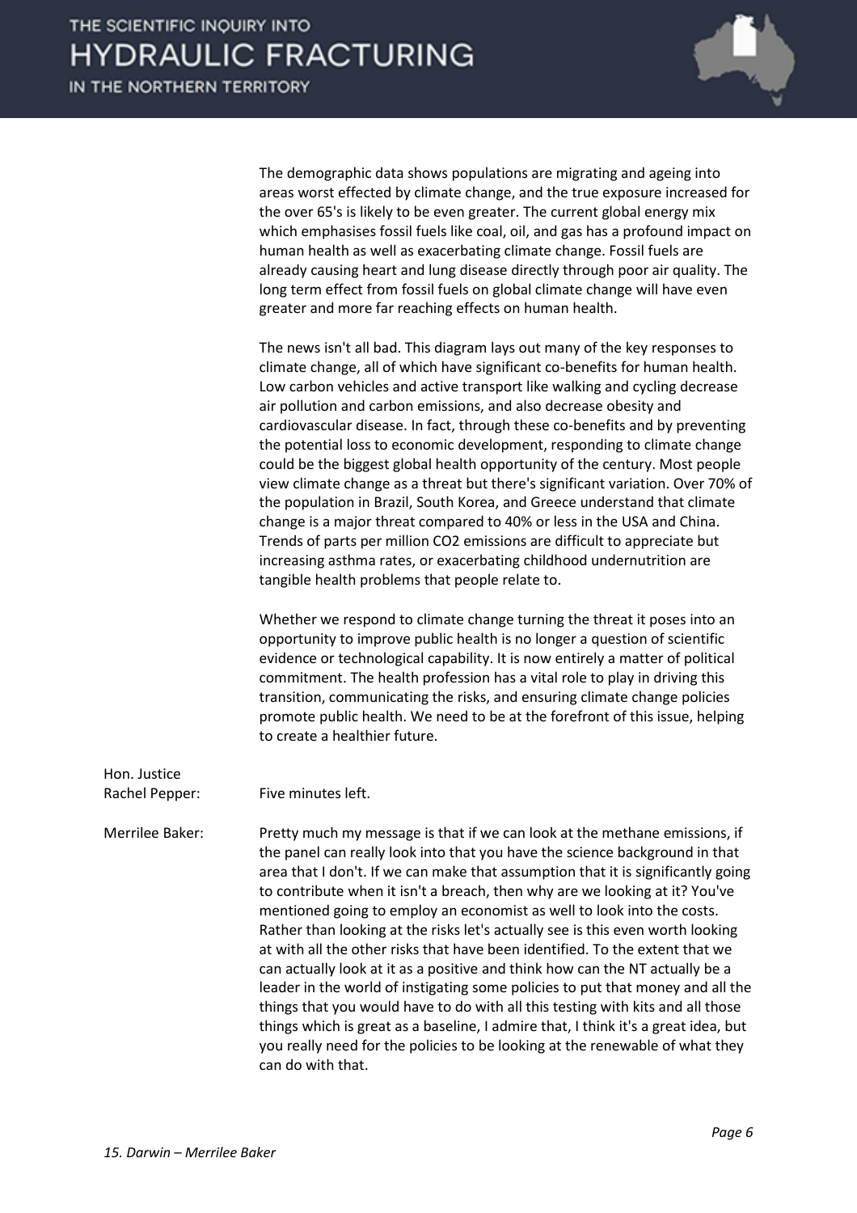The demographic data shows populations are migrating and ageing into areas worst effected by climate change, and the true exposure increased for the over 65's is likely to be even greater. The current global energy mix which emphasises fossil fuels like coal, oil, and gas has a profound impact on human health as well as exacerbating climate change. Fossil fuels are already causing heart and lung disease directly through poor air quality. The long term effect from fossil fuels on global climate change will have even greater and more far reaching effects on human health.

The news isn't all bad. This diagram lays out many of the key responses to climate change, all of which have significant co-benefits for human health. Low carbon vehicles and active transport like walking and cycling decrease air pollution and carbon emissions, and also decrease obesity and cardiovascular disease. In fact, through these co-benefits and by preventing the potential loss to economic development, responding to climate change could be the biggest global health opportunity of the century. Most people view climate change as a threat but there's significant variation. Over 70% of the population in Brazil, South Korea, and Greece understand that climate change is a major threat compared to 40% or less in the USA and China. Trends of parts per million CO2 emissions are difficult to appreciate but increasing asthma rates, or exacerbating childhood undernutrition are tangible health problems that people relate to.

Whether we respond to climate change turning the threat it poses into an opportunity to improve public health is no longer a question of scientific evidence or technological capability. It is now entirely a matter of political commitment. The health profession has a vital role to play in driving this transition, communicating the risks, and ensuring climate change policies promote public health. We need to be at the forefront of this issue, helping to create a healthier future.

Hon. Justice Rachel Pepper: Five minutes left.

Merrilee Baker: Pretty much my message is that if we can look at the methane emissions, if the panel can really look into that you have the science background in that area that I don't. If we can make that assumption that it is significantly going to contribute when it isn't a breach, then why are we looking at it? You've mentioned going to employ an economist as well to look into the costs. Rather than looking at the risks let's actually see is this even worth looking at with all the other risks that have been identified. To the extent that we can actually look at it as a positive and think how can the NT actually be a leader in the world of instigating some policies to put that money and all the things that you would have to do with all this testing with kits and all those things which is great as a baseline, I admire that, I think it's a great idea, but you really need for the policies to be looking at the renewable of what they can do with that.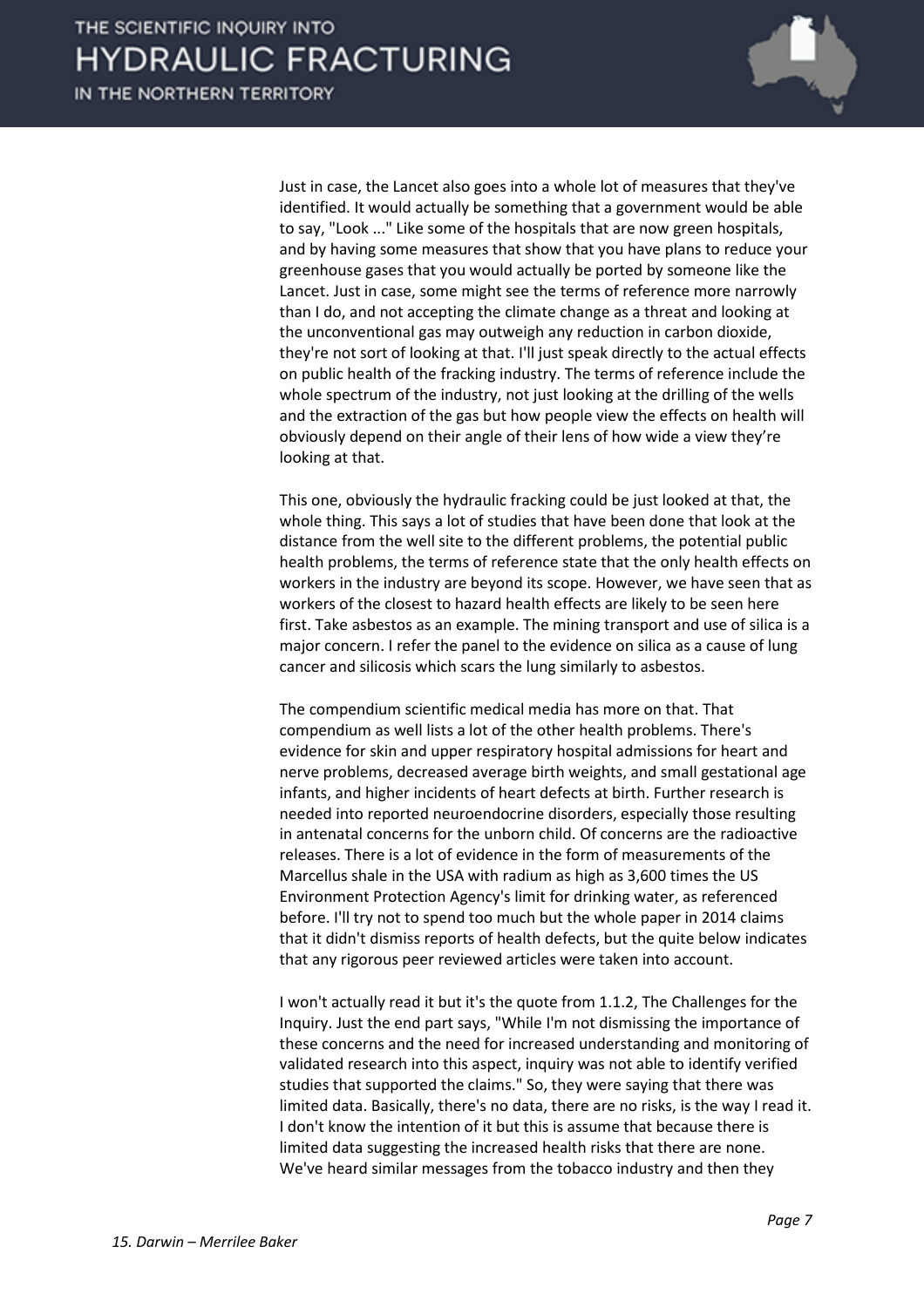Just in case, the Lancet also goes into a whole lot of measures that they've identified. It would actually be something that a government would be able to say, "Look ..." Like some of the hospitals that are now green hospitals, and by having some measures that show that you have plans to reduce your greenhouse gases that you would actually be ported by someone like the Lancet. Just in case, some might see the terms of reference more narrowly than I do, and not accepting the climate change as a threat and looking at the unconventional gas may outweigh any reduction in carbon dioxide, they're not sort of looking at that. I'll just speak directly to the actual effects on public health of the fracking industry. The terms of reference include the whole spectrum of the industry, not just looking at the drilling of the wells and the extraction of the gas but how people view the effects on health will obviously depend on their angle of their lens of how wide a view they're looking at that.

This one, obviously the hydraulic fracking could be just looked at that, the whole thing. This says a lot of studies that have been done that look at the distance from the well site to the different problems, the potential public health problems, the terms of reference state that the only health effects on workers in the industry are beyond its scope. However, we have seen that as workers of the closest to hazard health effects are likely to be seen here first. Take asbestos as an example. The mining transport and use of silica is a major concern. I refer the panel to the evidence on silica as a cause of lung cancer and silicosis which scars the lung similarly to asbestos.

The compendium scientific medical media has more on that. That compendium as well lists a lot of the other health problems. There's evidence for skin and upper respiratory hospital admissions for heart and nerve problems, decreased average birth weights, and small gestational age infants, and higher incidents of heart defects at birth. Further research is needed into reported neuroendocrine disorders, especially those resulting in antenatal concerns for the unborn child. Of concerns are the radioactive releases. There is a lot of evidence in the form of measurements of the Marcellus shale in the USA with radium as high as 3,600 times the US Environment Protection Agency's limit for drinking water, as referenced before. I'll try not to spend too much but the whole paper in 2014 claims that it didn't dismiss reports of health defects, but the quite below indicates that any rigorous peer reviewed articles were taken into account.

I won't actually read it but it's the quote from 1.1.2, The Challenges for the Inquiry. Just the end part says, "While I'm not dismissing the importance of these concerns and the need for increased understanding and monitoring of validated research into this aspect, inquiry was not able to identify verified studies that supported the claims." So, they were saying that there was limited data. Basically, there's no data, there are no risks, is the way I read it. I don't know the intention of it but this is assume that because there is limited data suggesting the increased health risks that there are none. We've heard similar messages from the tobacco industry and then they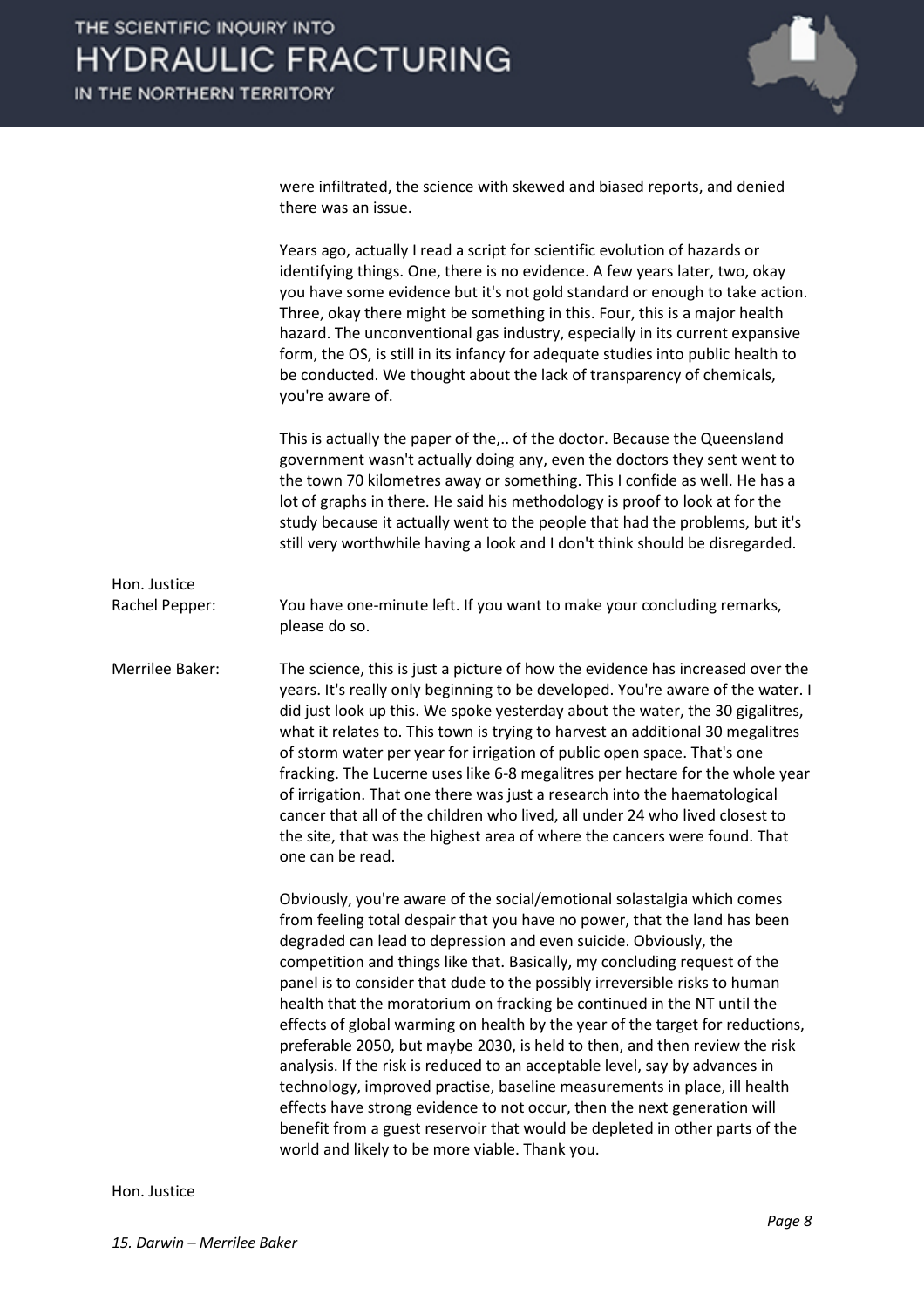were infiltrated, the science with skewed and biased reports, and denied there was an issue.

Years ago, actually I read a script for scientific evolution of hazards or identifying things. One, there is no evidence. A few years later, two, okay you have some evidence but it's not gold standard or enough to take action. Three, okay there might be something in this. Four, this is a major health hazard. The unconventional gas industry, especially in its current expansive form, the OS, is still in its infancy for adequate studies into public health to be conducted. We thought about the lack of transparency of chemicals, you're aware of.

This is actually the paper of the,.. of the doctor. Because the Queensland government wasn't actually doing any, even the doctors they sent went to the town 70 kilometres away or something. This I confide as well. He has a lot of graphs in there. He said his methodology is proof to look at for the study because it actually went to the people that had the problems, but it's still very worthwhile having a look and I don't think should be disregarded.

**Hon. Justice Rachel Pepper:** You have one-minute left. If you want to make your concluding remarks, please do so.

**Merrilee Baker:** The science, this is just a picture of how the evidence has increased over the years. It's really only beginning to be developed. You're aware of the water. I did just look up this. We spoke yesterday about the water, the 30 gigalitres, what it relates to. This town is trying to harvest an additional 30 megalitres of storm water per year for irrigation of public open space. That's one fracking. The Lucerne uses like 6-8 megalitres per hectare for the whole year of irrigation. That one there was just a research into the haematological cancer that all of the children who lived, all under 24 who lived closest to the site, that was the highest area of where the cancers were found. That one can be read.

Obviously, you're aware of the social/emotional solastalgia which comes from feeling total despair that you have no power, that the land has been degraded can lead to depression and even suicide. Obviously, the competition and things like that. Basically, my concluding request of the panel is to consider that dude to the possibly irreversible risks to human health that the moratorium on fracking be continued in the NT until the effects of global warming on health by the year of the target for reductions, preferable 2050, but maybe 2030, is held to then, and then review the risk analysis. If the risk is reduced to an acceptable level, say by advances in technology, improved practise, baseline measurements in place, ill health effects have strong evidence to not occur, then the next generation will benefit from a guest reservoir that would be depleted in other parts of the world and likely to be more viable. Thank you.

**Hon. Justice**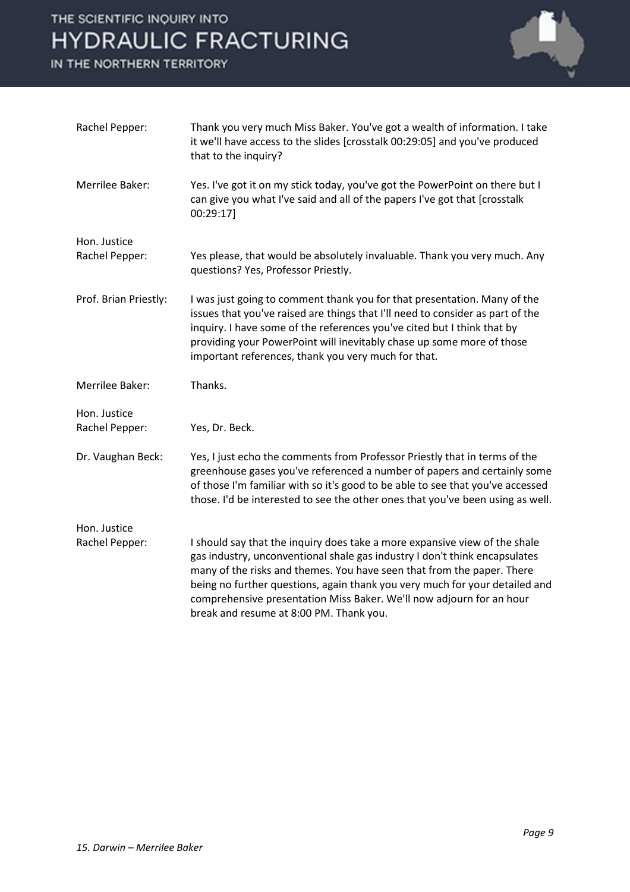Rachel Pepper: Thank you very much Miss Baker. You've got a wealth of information. I take it we'll have access to the slides [crosstalk 00:29:05] and you've produced that to the inquiry?

Merrilee Baker: Yes. I've got it on my stick today, you've got the PowerPoint on there but I can give you what I've said and all of the papers I've got that [crosstalk 00:29:17]

Hon. Justice Rachel Pepper: Yes please, that would be absolutely invaluable. Thank you very much. Any questions? Yes, Professor Priestly.

Prof. Brian Priestly: I was just going to comment thank you for that presentation. Many of the issues that you've raised are things that I'll need to consider as part of the inquiry. I have some of the references you've cited but I think that by providing your PowerPoint will inevitably chase up some more of those important references, thank you very much for that.

Merrilee Baker: Thanks.

Hon. Justice Rachel Pepper: Yes, Dr. Beck.

Dr. Vaughan Beck: Yes, I just echo the comments from Professor Priestly that in terms of the greenhouse gases you've referenced a number of papers and certainly some of those I'm familiar with so it's good to be able to see that you've accessed those. I'd be interested to see the other ones that you've been using as well.

Hon. Justice Rachel Pepper: I should say that the inquiry does take a more expansive view of the shale gas industry, unconventional shale gas industry I don't think encapsulates many of the risks and themes. You have seen that from the paper. There being no further questions, again thank you very much for your detailed and comprehensive presentation Miss Baker. We'll now adjourn for an hour break and resume at 8:00 PM. Thank you.